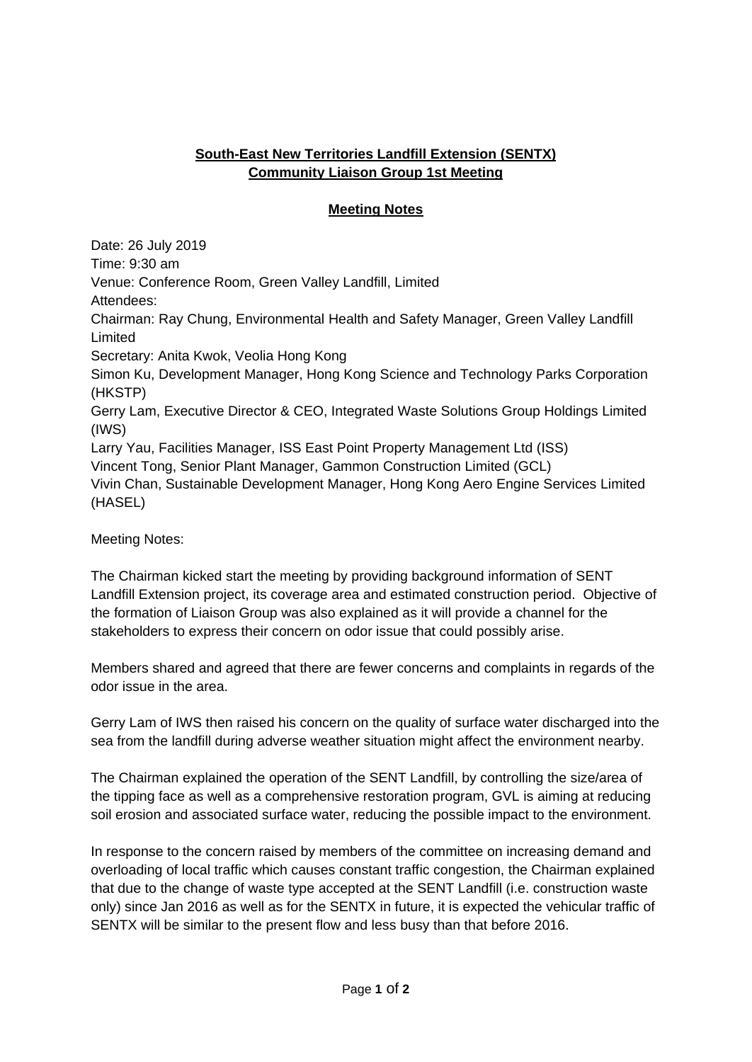**South-East New Territories Landfill Extension (SENTX)**
**Community Liaison Group 1st Meeting**

**Meeting Notes**

Date: 26 July 2019
Time: 9:30 am
Venue: Conference Room, Green Valley Landfill, Limited
Attendees:
Chairman: Ray Chung, Environmental Health and Safety Manager, Green Valley Landfill Limited
Secretary: Anita Kwok, Veolia Hong Kong
Simon Ku, Development Manager, Hong Kong Science and Technology Parks Corporation (HKSTP)
Gerry Lam, Executive Director & CEO, Integrated Waste Solutions Group Holdings Limited (IWS)
Larry Yau, Facilities Manager, ISS East Point Property Management Ltd (ISS)
Vincent Tong, Senior Plant Manager, Gammon Construction Limited (GCL)
Vivin Chan, Sustainable Development Manager, Hong Kong Aero Engine Services Limited (HASEL)

Meeting Notes:

The Chairman kicked start the meeting by providing background information of SENT Landfill Extension project, its coverage area and estimated construction period. Objective of the formation of Liaison Group was also explained as it will provide a channel for the stakeholders to express their concern on odor issue that could possibly arise.

Members shared and agreed that there are fewer concerns and complaints in regards of the odor issue in the area.

Gerry Lam of IWS then raised his concern on the quality of surface water discharged into the sea from the landfill during adverse weather situation might affect the environment nearby.

The Chairman explained the operation of the SENT Landfill, by controlling the size/area of the tipping face as well as a comprehensive restoration program, GVL is aiming at reducing soil erosion and associated surface water, reducing the possible impact to the environment.

In response to the concern raised by members of the committee on increasing demand and overloading of local traffic which causes constant traffic congestion, the Chairman explained that due to the change of waste type accepted at the SENT Landfill (i.e. construction waste only) since Jan 2016 as well as for the SENTX in future, it is expected the vehicular traffic of SENTX will be similar to the present flow and less busy than that before 2016.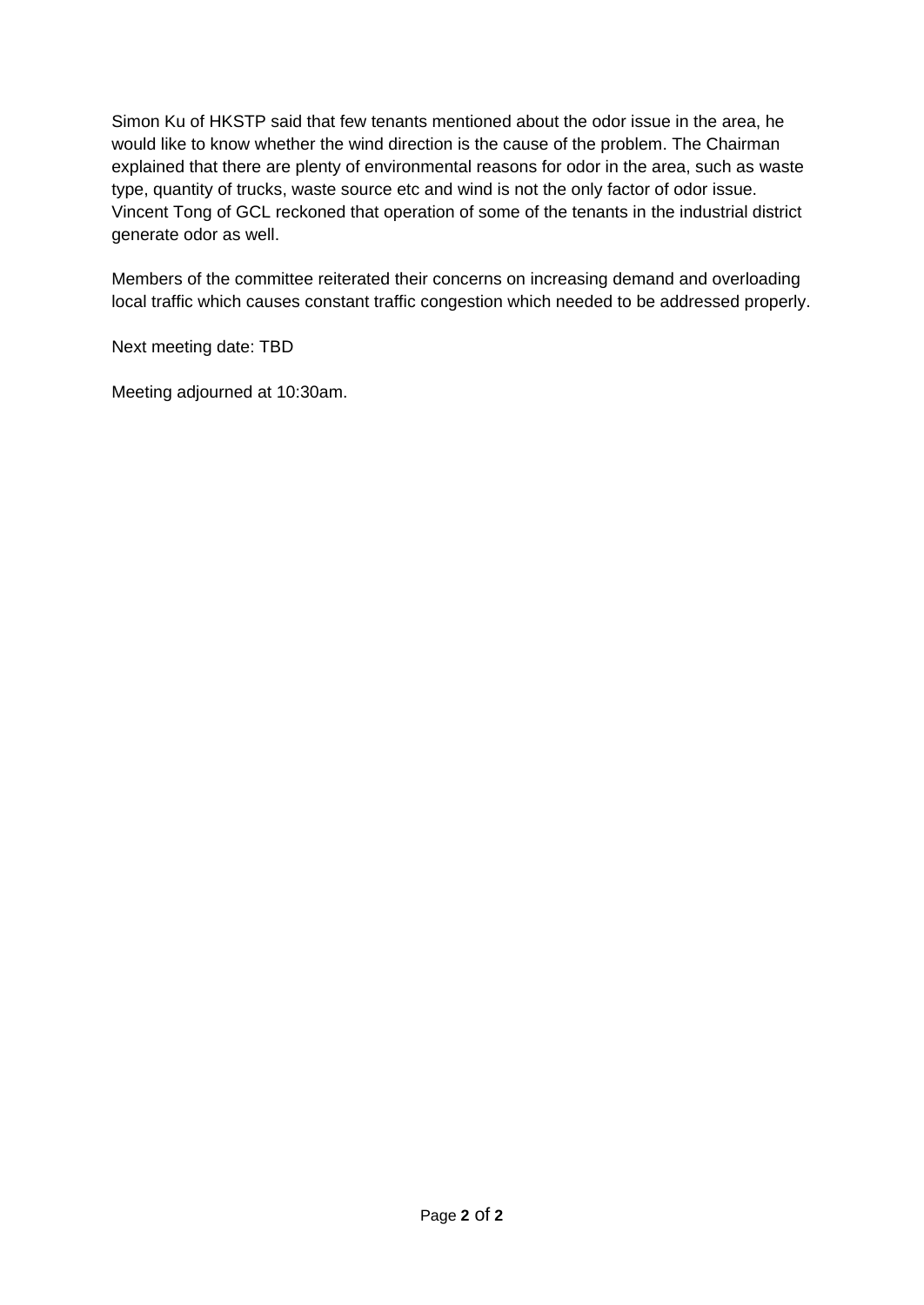Simon Ku of HKSTP said that few tenants mentioned about the odor issue in the area, he would like to know whether the wind direction is the cause of the problem. The Chairman explained that there are plenty of environmental reasons for odor in the area, such as waste type, quantity of trucks, waste source etc and wind is not the only factor of odor issue. Vincent Tong of GCL reckoned that operation of some of the tenants in the industrial district generate odor as well.

Members of the committee reiterated their concerns on increasing demand and overloading local traffic which causes constant traffic congestion which needed to be addressed properly.

Next meeting date: TBD

Meeting adjourned at 10:30am.